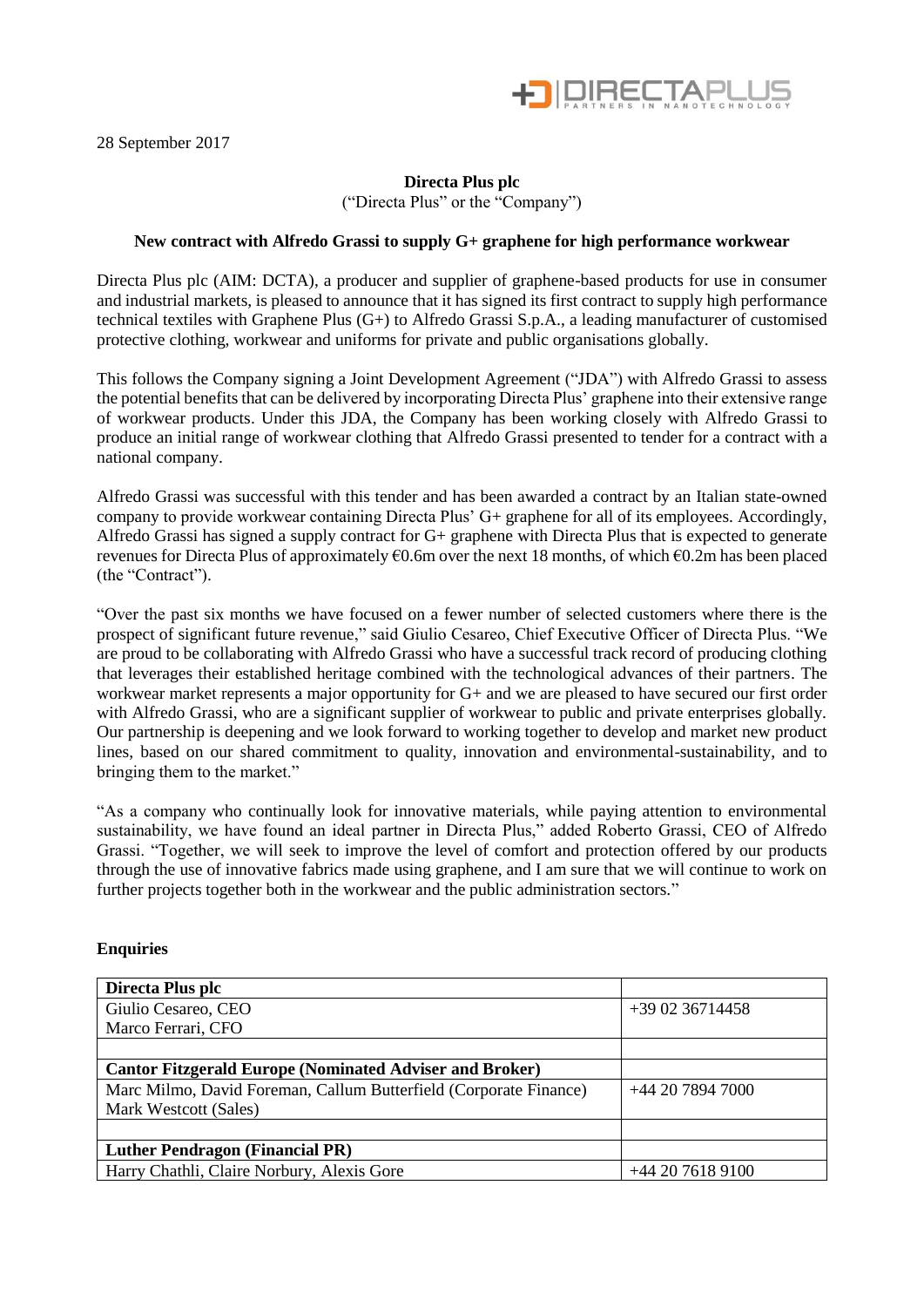28 September 2017

**Directa Plus plc**

("Directa Plus" or the "Company")

**New contract with Alfredo Grassi to supply G+ graphene for high performance workwear**

Directa Plus plc (AIM: DCTA), a producer and supplier of graphene-based products for use in consumer and industrial markets, is pleased to announce that it has signed its first contract to supply high performance technical textiles with Graphene Plus (G+) to Alfredo Grassi S.p.A., a leading manufacturer of customised protective clothing, workwear and uniforms for private and public organisations globally.

This follows the Company signing a Joint Development Agreement ("JDA") with Alfredo Grassi to assess the potential benefits that can be delivered by incorporating Directa Plus' graphene into their extensive range of workwear products. Under this JDA, the Company has been working closely with Alfredo Grassi to produce an initial range of workwear clothing that Alfredo Grassi presented to tender for a contract with a national company.

Alfredo Grassi was successful with this tender and has been awarded a contract by an Italian state-owned company to provide workwear containing Directa Plus' G+ graphene for all of its employees. Accordingly, Alfredo Grassi has signed a supply contract for G+ graphene with Directa Plus that is expected to generate revenues for Directa Plus of approximately €0.6m over the next 18 months, of which €0.2m has been placed (the "Contract").

"Over the past six months we have focused on a fewer number of selected customers where there is the prospect of significant future revenue," said Giulio Cesareo, Chief Executive Officer of Directa Plus. "We are proud to be collaborating with Alfredo Grassi who have a successful track record of producing clothing that leverages their established heritage combined with the technological advances of their partners. The workwear market represents a major opportunity for G+ and we are pleased to have secured our first order with Alfredo Grassi, who are a significant supplier of workwear to public and private enterprises globally. Our partnership is deepening and we look forward to working together to develop and market new product lines, based on our shared commitment to quality, innovation and environmental-sustainability, and to bringing them to the market."

"As a company who continually look for innovative materials, while paying attention to environmental sustainability, we have found an ideal partner in Directa Plus," added Roberto Grassi, CEO of Alfredo Grassi. "Together, we will seek to improve the level of comfort and protection offered by our products through the use of innovative fabrics made using graphene, and I am sure that we will continue to work on further projects together both in the workwear and the public administration sectors."

**Enquiries**

| **Directa Plus plc** | |
|---|---|
| Giulio Cesareo, CEO<br>Marco Ferrari, CFO | +39 02 36714458 |
| | |
| **Cantor Fitzgerald Europe (Nominated Adviser and Broker)** | |
| Marc Milmo, David Foreman, Callum Butterfield (Corporate Finance)<br>Mark Westcott (Sales) | +44 20 7894 7000 |
| | |
| **Luther Pendragon (Financial PR)** | |
| Harry Chathli, Claire Norbury, Alexis Gore | +44 20 7618 9100 |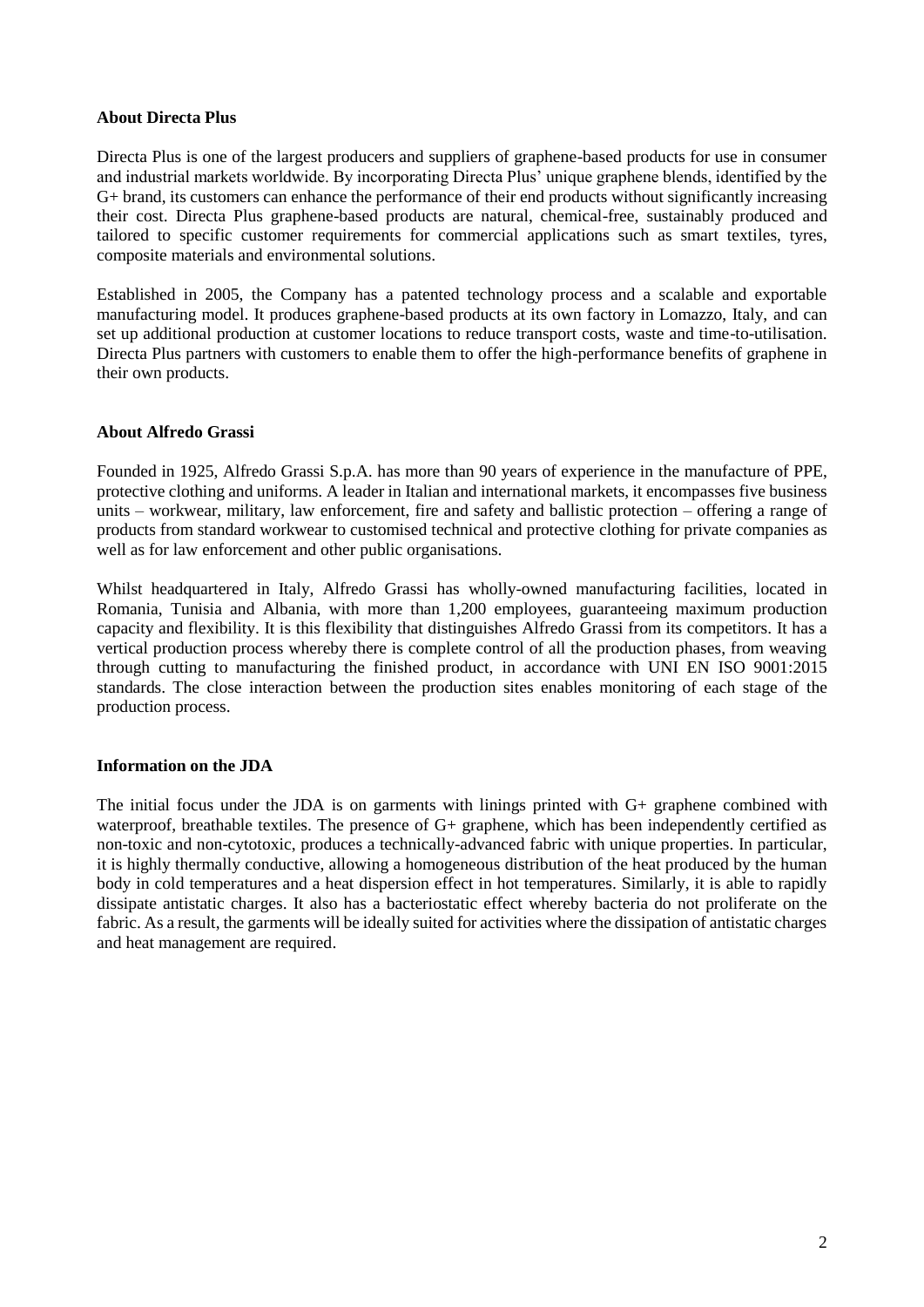**About Directa Plus**

Directa Plus is one of the largest producers and suppliers of graphene-based products for use in consumer and industrial markets worldwide. By incorporating Directa Plus' unique graphene blends, identified by the G+ brand, its customers can enhance the performance of their end products without significantly increasing their cost. Directa Plus graphene-based products are natural, chemical-free, sustainably produced and tailored to specific customer requirements for commercial applications such as smart textiles, tyres, composite materials and environmental solutions.

Established in 2005, the Company has a patented technology process and a scalable and exportable manufacturing model. It produces graphene-based products at its own factory in Lomazzo, Italy, and can set up additional production at customer locations to reduce transport costs, waste and time-to-utilisation. Directa Plus partners with customers to enable them to offer the high-performance benefits of graphene in their own products.

**About Alfredo Grassi**

Founded in 1925, Alfredo Grassi S.p.A. has more than 90 years of experience in the manufacture of PPE, protective clothing and uniforms. A leader in Italian and international markets, it encompasses five business units – workwear, military, law enforcement, fire and safety and ballistic protection – offering a range of products from standard workwear to customised technical and protective clothing for private companies as well as for law enforcement and other public organisations.

Whilst headquartered in Italy, Alfredo Grassi has wholly-owned manufacturing facilities, located in Romania, Tunisia and Albania, with more than 1,200 employees, guaranteeing maximum production capacity and flexibility. It is this flexibility that distinguishes Alfredo Grassi from its competitors. It has a vertical production process whereby there is complete control of all the production phases, from weaving through cutting to manufacturing the finished product, in accordance with UNI EN ISO 9001:2015 standards. The close interaction between the production sites enables monitoring of each stage of the production process.

**Information on the JDA**

The initial focus under the JDA is on garments with linings printed with G+ graphene combined with waterproof, breathable textiles. The presence of G+ graphene, which has been independently certified as non-toxic and non-cytotoxic, produces a technically-advanced fabric with unique properties. In particular, it is highly thermally conductive, allowing a homogeneous distribution of the heat produced by the human body in cold temperatures and a heat dispersion effect in hot temperatures. Similarly, it is able to rapidly dissipate antistatic charges. It also has a bacteriostatic effect whereby bacteria do not proliferate on the fabric. As a result, the garments will be ideally suited for activities where the dissipation of antistatic charges and heat management are required.